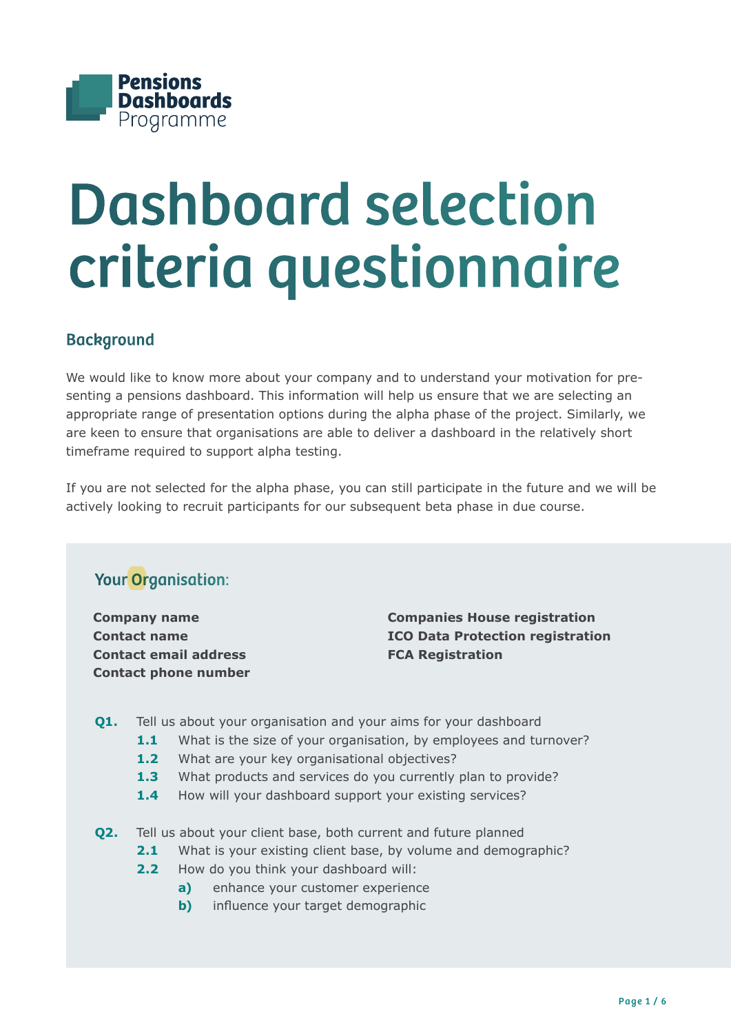Pensions Dashboards Programme

# Dashboard selection criteria questionnaire

## Background

We would like to know more about your company and to understand your motivation for presenting a pensions dashboard. This information will help us ensure that we are selecting an appropriate range of presentation options during the alpha phase of the project. Similarly, we are keen to ensure that organisations are able to deliver a dashboard in the relatively short timeframe required to support alpha testing.

If you are not selected for the alpha phase, you can still participate in the future and we will be actively looking to recruit participants for our subsequent beta phase in due course.

### Your Organisation:

**Company name**
**Contact name**
**Contact email address**
**Contact phone number**

**Companies House registration**
**ICO Data Protection registration**
**FCA Registration**

**Q1.** Tell us about your organisation and your aims for your dashboard

- **1.1** What is the size of your organisation, by employees and turnover?
- **1.2** What are your key organisational objectives?
- **1.3** What products and services do you currently plan to provide?
- **1.4** How will your dashboard support your existing services?

**Q2.** Tell us about your client base, both current and future planned

- **2.1** What is your existing client base, by volume and demographic?
- **2.2** How do you think your dashboard will:
  - **a)** enhance your customer experience
  - **b)** influence your target demographic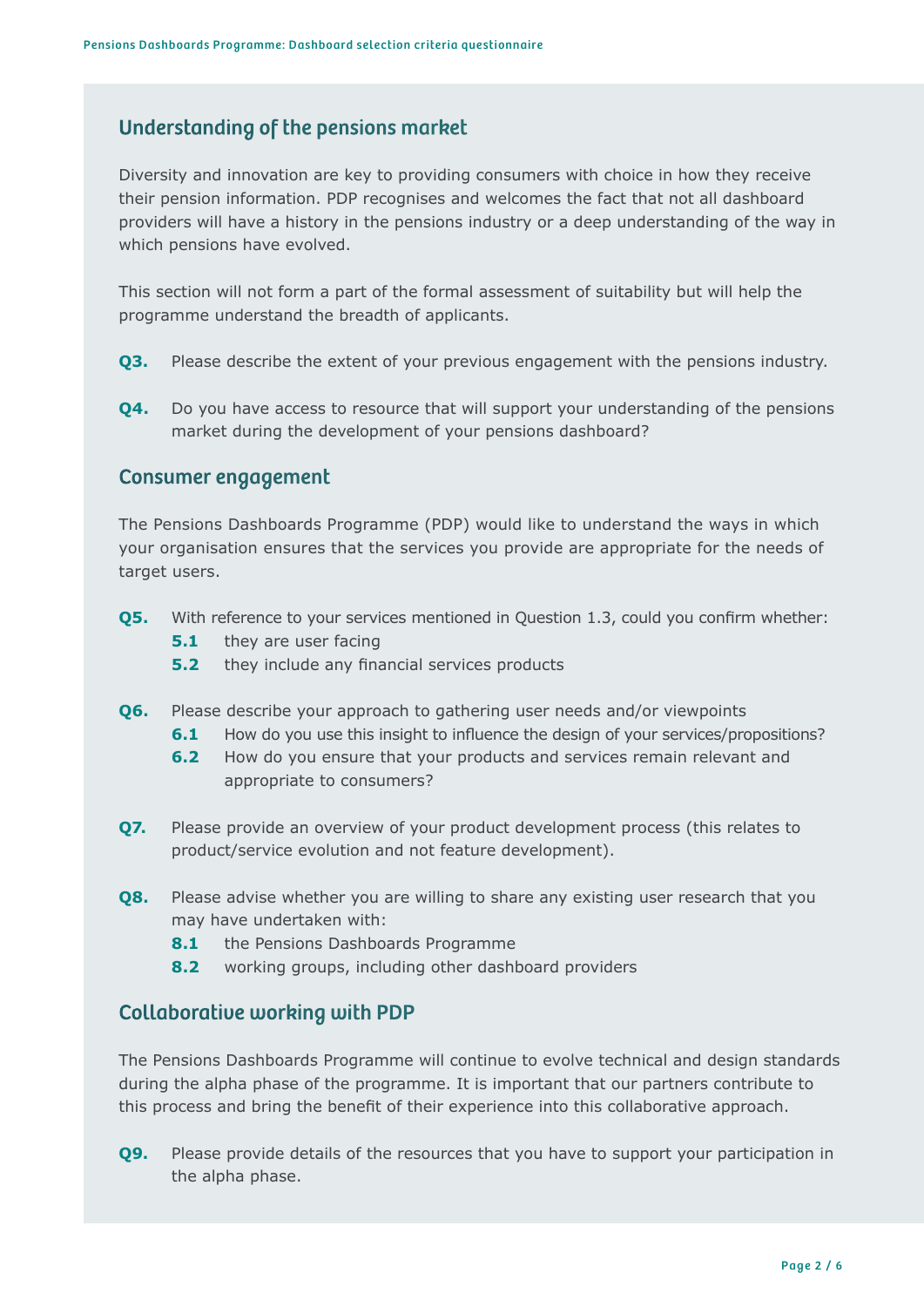## Understanding of the pensions market

Diversity and innovation are key to providing consumers with choice in how they receive their pension information. PDP recognises and welcomes the fact that not all dashboard providers will have a history in the pensions industry or a deep understanding of the way in which pensions have evolved.

This section will not form a part of the formal assessment of suitability but will help the programme understand the breadth of applicants.

**Q3.** Please describe the extent of your previous engagement with the pensions industry.

**Q4.** Do you have access to resource that will support your understanding of the pensions market during the development of your pensions dashboard?

## Consumer engagement

The Pensions Dashboards Programme (PDP) would like to understand the ways in which your organisation ensures that the services you provide are appropriate for the needs of target users.

**Q5.** With reference to your services mentioned in Question 1.3, could you confirm whether:
- **5.1** they are user facing
- **5.2** they include any financial services products

**Q6.** Please describe your approach to gathering user needs and/or viewpoints
- **6.1** How do you use this insight to influence the design of your services/propositions?
- **6.2** How do you ensure that your products and services remain relevant and appropriate to consumers?

**Q7.** Please provide an overview of your product development process (this relates to product/service evolution and not feature development).

**Q8.** Please advise whether you are willing to share any existing user research that you may have undertaken with:
- **8.1** the Pensions Dashboards Programme
- **8.2** working groups, including other dashboard providers

## Collaborative working with PDP

The Pensions Dashboards Programme will continue to evolve technical and design standards during the alpha phase of the programme. It is important that our partners contribute to this process and bring the benefit of their experience into this collaborative approach.

**Q9.** Please provide details of the resources that you have to support your participation in the alpha phase.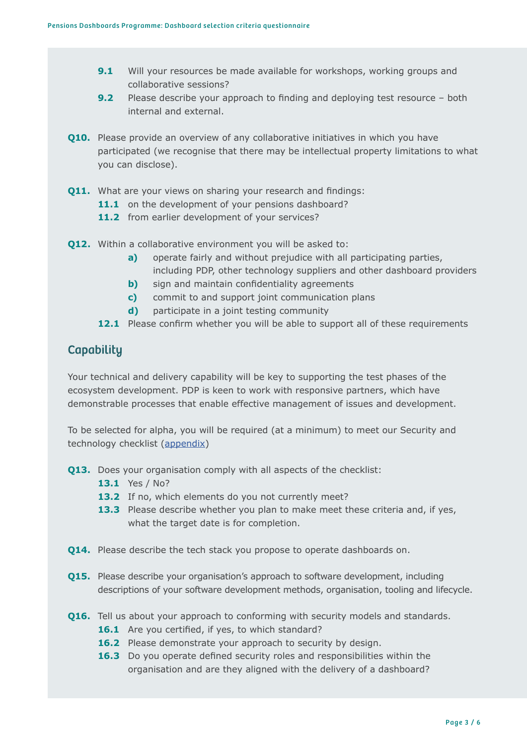**9.1** Will your resources be made available for workshops, working groups and collaborative sessions?

**9.2** Please describe your approach to finding and deploying test resource – both internal and external.

**Q10.** Please provide an overview of any collaborative initiatives in which you have participated (we recognise that there may be intellectual property limitations to what you can disclose).

**Q11.** What are your views on sharing your research and findings:

**11.1** on the development of your pensions dashboard?

**11.2** from earlier development of your services?

**Q12.** Within a collaborative environment you will be asked to:

- **a)** operate fairly and without prejudice with all participating parties, including PDP, other technology suppliers and other dashboard providers
- **b)** sign and maintain confidentiality agreements
- **c)** commit to and support joint communication plans
- **d)** participate in a joint testing community

**12.1** Please confirm whether you will be able to support all of these requirements

## Capability

Your technical and delivery capability will be key to supporting the test phases of the ecosystem development. PDP is keen to work with responsive partners, which have demonstrable processes that enable effective management of issues and development.

To be selected for alpha, you will be required (at a minimum) to meet our Security and technology checklist (appendix)

**Q13.** Does your organisation comply with all aspects of the checklist:

**13.1** Yes / No?

**13.2** If no, which elements do you not currently meet?

**13.3** Please describe whether you plan to make meet these criteria and, if yes, what the target date is for completion.

**Q14.** Please describe the tech stack you propose to operate dashboards on.

**Q15.** Please describe your organisation's approach to software development, including descriptions of your software development methods, organisation, tooling and lifecycle.

**Q16.** Tell us about your approach to conforming with security models and standards.

**16.1** Are you certified, if yes, to which standard?

**16.2** Please demonstrate your approach to security by design.

**16.3** Do you operate defined security roles and responsibilities within the organisation and are they aligned with the delivery of a dashboard?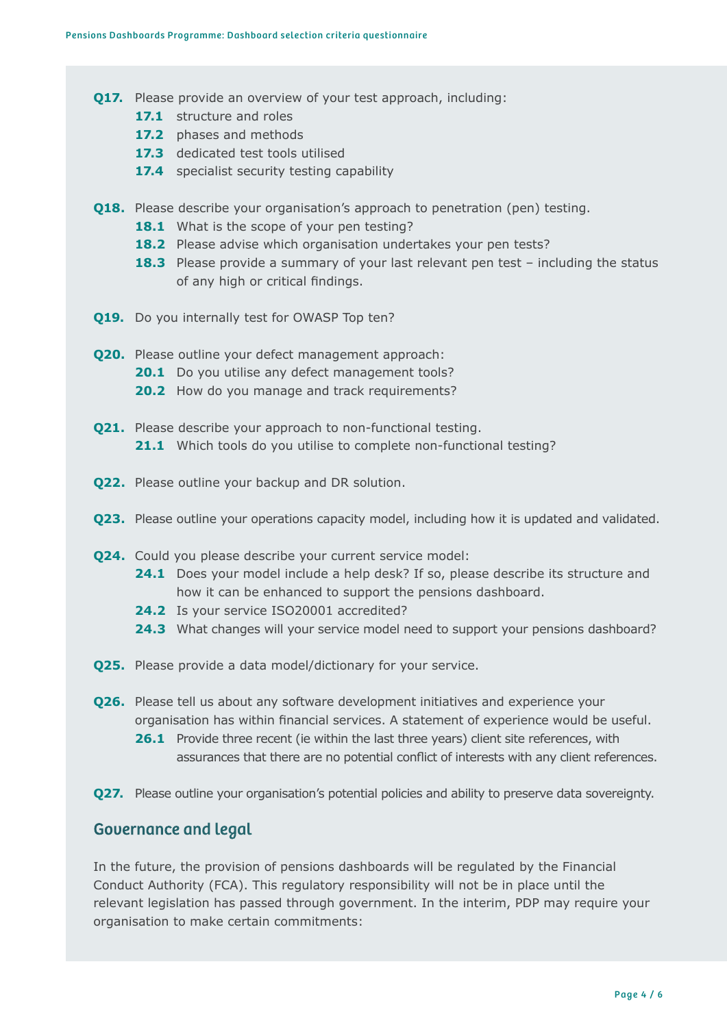**Q17.** Please provide an overview of your test approach, including:

- **17.1** structure and roles
- **17.2** phases and methods
- **17.3** dedicated test tools utilised
- **17.4** specialist security testing capability

**Q18.** Please describe your organisation's approach to penetration (pen) testing.

- **18.1** What is the scope of your pen testing?
- **18.2** Please advise which organisation undertakes your pen tests?
- **18.3** Please provide a summary of your last relevant pen test – including the status of any high or critical findings.

**Q19.** Do you internally test for OWASP Top ten?

**Q20.** Please outline your defect management approach:

- **20.1** Do you utilise any defect management tools?
- **20.2** How do you manage and track requirements?

**Q21.** Please describe your approach to non-functional testing.

- **21.1** Which tools do you utilise to complete non-functional testing?

**Q22.** Please outline your backup and DR solution.

**Q23.** Please outline your operations capacity model, including how it is updated and validated.

**Q24.** Could you please describe your current service model:

- **24.1** Does your model include a help desk? If so, please describe its structure and how it can be enhanced to support the pensions dashboard.
- **24.2** Is your service ISO20001 accredited?
- **24.3** What changes will your service model need to support your pensions dashboard?

**Q25.** Please provide a data model/dictionary for your service.

**Q26.** Please tell us about any software development initiatives and experience your organisation has within financial services. A statement of experience would be useful.

- **26.1** Provide three recent (ie within the last three years) client site references, with assurances that there are no potential conflict of interests with any client references.

**Q27.** Please outline your organisation's potential policies and ability to preserve data sovereignty.

## Governance and legal

In the future, the provision of pensions dashboards will be regulated by the Financial Conduct Authority (FCA). This regulatory responsibility will not be in place until the relevant legislation has passed through government. In the interim, PDP may require your organisation to make certain commitments: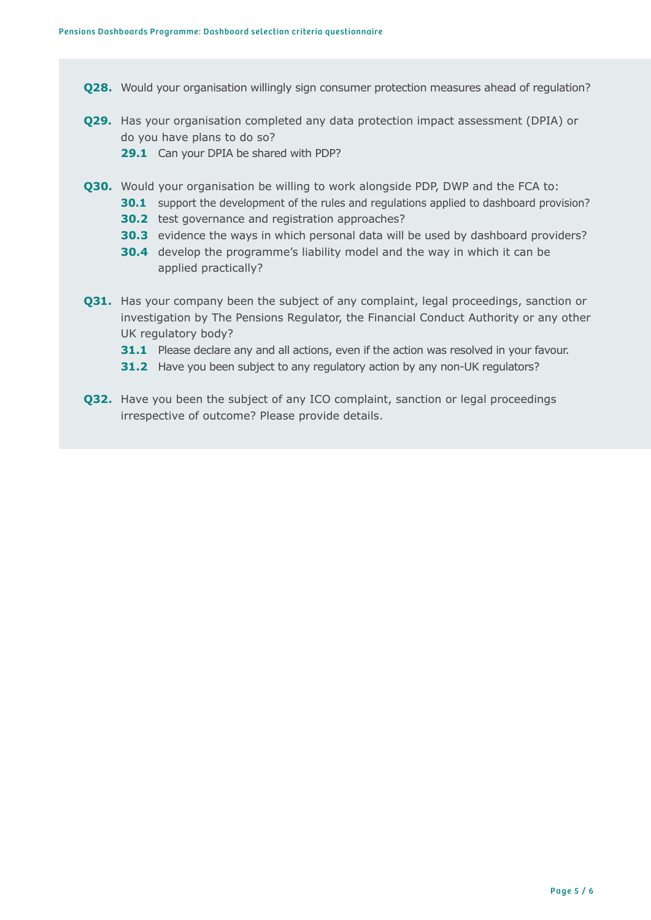**Q28.** Would your organisation willingly sign consumer protection measures ahead of regulation?

**Q29.** Has your organisation completed any data protection impact assessment (DPIA) or do you have plans to do so?

- **29.1** Can your DPIA be shared with PDP?

**Q30.** Would your organisation be willing to work alongside PDP, DWP and the FCA to:

- **30.1** support the development of the rules and regulations applied to dashboard provision?
- **30.2** test governance and registration approaches?
- **30.3** evidence the ways in which personal data will be used by dashboard providers?
- **30.4** develop the programme's liability model and the way in which it can be applied practically?

**Q31.** Has your company been the subject of any complaint, legal proceedings, sanction or investigation by The Pensions Regulator, the Financial Conduct Authority or any other UK regulatory body?

- **31.1** Please declare any and all actions, even if the action was resolved in your favour.
- **31.2** Have you been subject to any regulatory action by any non-UK regulators?

**Q32.** Have you been the subject of any ICO complaint, sanction or legal proceedings irrespective of outcome? Please provide details.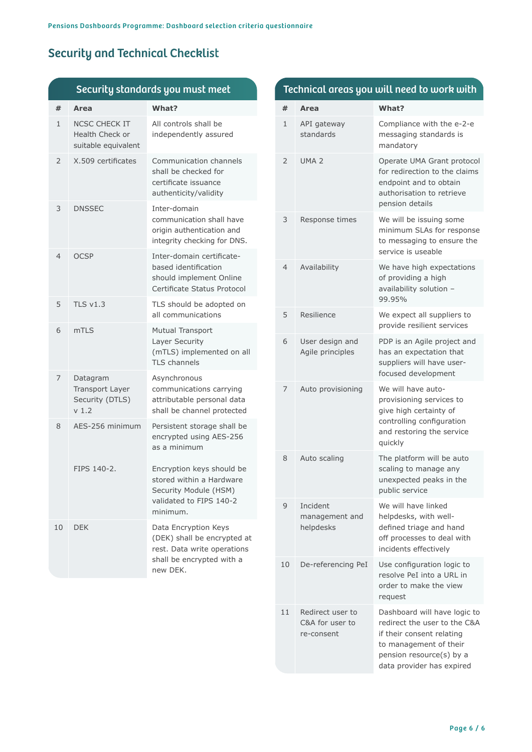# Security and Technical Checklist

## Security standards you must meet

| # | Area | What? |
|---|---|---|
| 1 | NCSC CHECK IT Health Check or suitable equivalent | All controls shall be independently assured |
| 2 | X.509 certificates | Communication channels shall be checked for certificate issuance authenticity/validity |
| 3 | DNSSEC | Inter-domain communication shall have origin authentication and integrity checking for DNS. |
| 4 | OCSP | Inter-domain certificate-based identification should implement Online Certificate Status Protocol |
| 5 | TLS v1.3 | TLS should be adopted on all communications |
| 6 | mTLS | Mutual Transport Layer Security (mTLS) implemented on all TLS channels |
| 7 | Datagram Transport Layer Security (DTLS) v 1.2 | Asynchronous communications carrying attributable personal data shall be channel protected |
| 8 | AES-256 minimum<br><br>FIPS 140-2. | Persistent storage shall be encrypted using AES-256 as a minimum<br><br>Encryption keys should be stored within a Hardware Security Module (HSM) validated to FIPS 140-2 minimum. |
| 10 | DEK | Data Encryption Keys (DEK) shall be encrypted at rest. Data write operations shall be encrypted with a new DEK. |

## Technical areas you will need to work with

| # | Area | What? |
|---|---|---|
| 1 | API gateway standards | Compliance with the e-2-e messaging standards is mandatory |
| 2 | UMA 2 | Operate UMA Grant protocol for redirection to the claims endpoint and to obtain authorisation to retrieve pension details |
| 3 | Response times | We will be issuing some minimum SLAs for response to messaging to ensure the service is useable |
| 4 | Availability | We have high expectations of providing a high availability solution – 99.95% |
| 5 | Resilience | We expect all suppliers to provide resilient services |
| 6 | User design and Agile principles | PDP is an Agile project and has an expectation that suppliers will have user-focused development |
| 7 | Auto provisioning | We will have auto-provisioning services to give high certainty of controlling configuration and restoring the service quickly |
| 8 | Auto scaling | The platform will be auto scaling to manage any unexpected peaks in the public service |
| 9 | Incident management and helpdesks | We will have linked helpdesks, with well-defined triage and hand off processes to deal with incidents effectively |
| 10 | De-referencing PeI | Use configuration logic to resolve PeI into a URL in order to make the view request |
| 11 | Redirect user to C&A for user to re-consent | Dashboard will have logic to redirect the user to the C&A if their consent relating to management of their pension resource(s) by a data provider has expired |